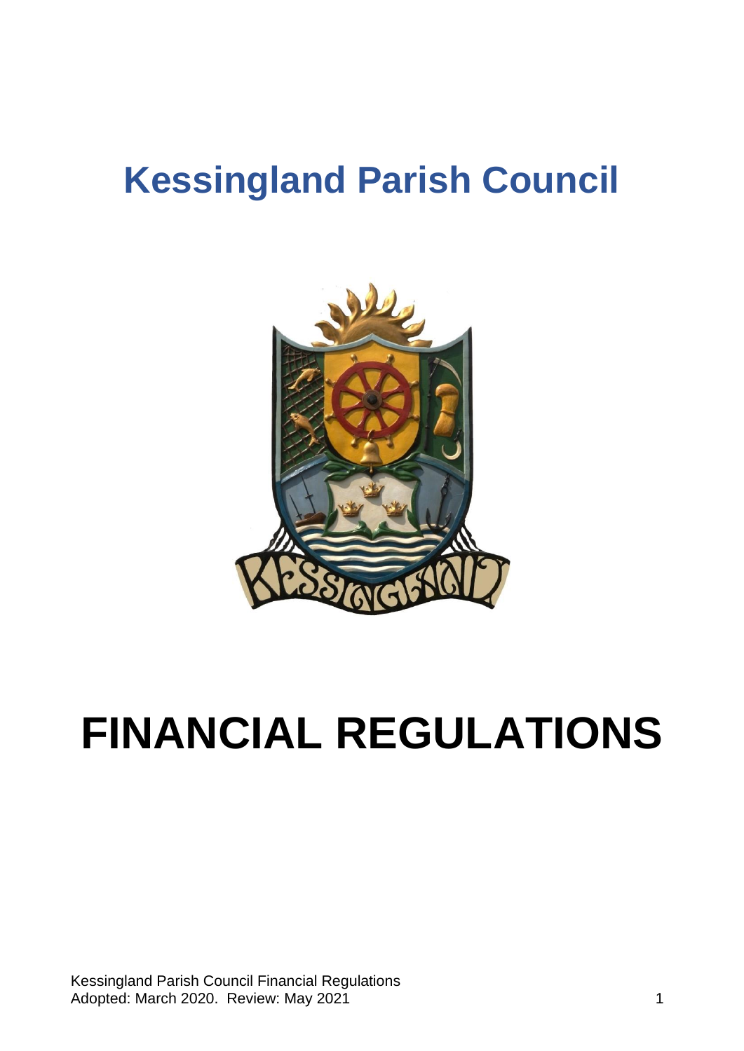# Kessingland Parish Council

# FINANCIAL REGULATIONS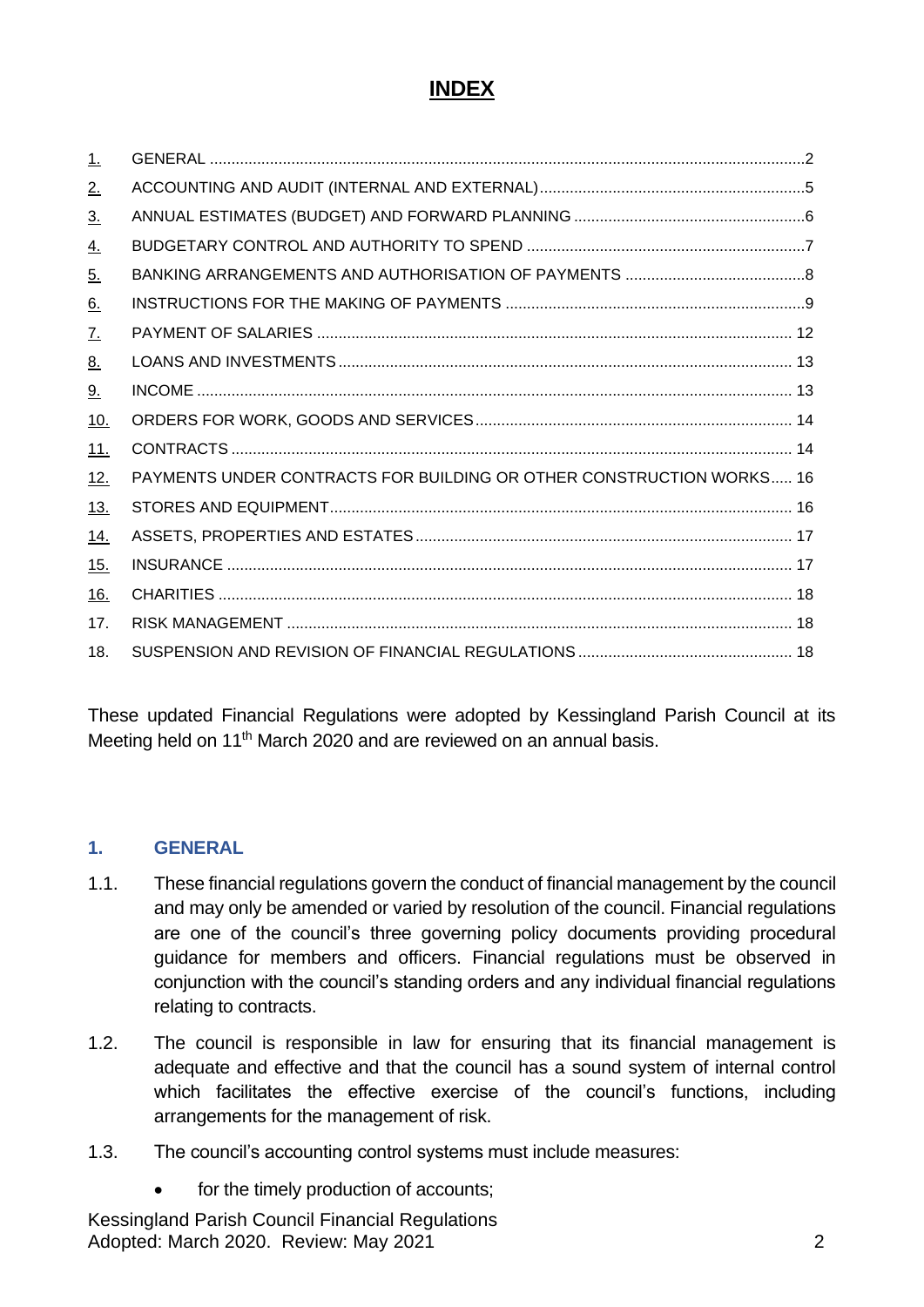# INDEX

| | | |
|---|---|---|
| 1. | GENERAL | 2 |
| 2. | ACCOUNTING AND AUDIT (INTERNAL AND EXTERNAL) | 5 |
| 3. | ANNUAL ESTIMATES (BUDGET) AND FORWARD PLANNING | 6 |
| 4. | BUDGETARY CONTROL AND AUTHORITY TO SPEND | 7 |
| 5. | BANKING ARRANGEMENTS AND AUTHORISATION OF PAYMENTS | 8 |
| 6. | INSTRUCTIONS FOR THE MAKING OF PAYMENTS | 9 |
| 7. | PAYMENT OF SALARIES | 12 |
| 8. | LOANS AND INVESTMENTS | 13 |
| 9. | INCOME | 13 |
| 10. | ORDERS FOR WORK, GOODS AND SERVICES | 14 |
| 11. | CONTRACTS | 14 |
| 12. | PAYMENTS UNDER CONTRACTS FOR BUILDING OR OTHER CONSTRUCTION WORKS | 16 |
| 13. | STORES AND EQUIPMENT | 16 |
| 14. | ASSETS, PROPERTIES AND ESTATES | 17 |
| 15. | INSURANCE | 17 |
| 16. | CHARITIES | 18 |
| 17. | RISK MANAGEMENT | 18 |
| 18. | SUSPENSION AND REVISION OF FINANCIAL REGULATIONS | 18 |

These updated Financial Regulations were adopted by Kessingland Parish Council at its Meeting held on 11th March 2020 and are reviewed on an annual basis.

## 1. GENERAL

1.1. These financial regulations govern the conduct of financial management by the council and may only be amended or varied by resolution of the council. Financial regulations are one of the council's three governing policy documents providing procedural guidance for members and officers. Financial regulations must be observed in conjunction with the council's standing orders and any individual financial regulations relating to contracts.

1.2. The council is responsible in law for ensuring that its financial management is adequate and effective and that the council has a sound system of internal control which facilitates the effective exercise of the council's functions, including arrangements for the management of risk.

1.3. The council's accounting control systems must include measures:

- for the timely production of accounts;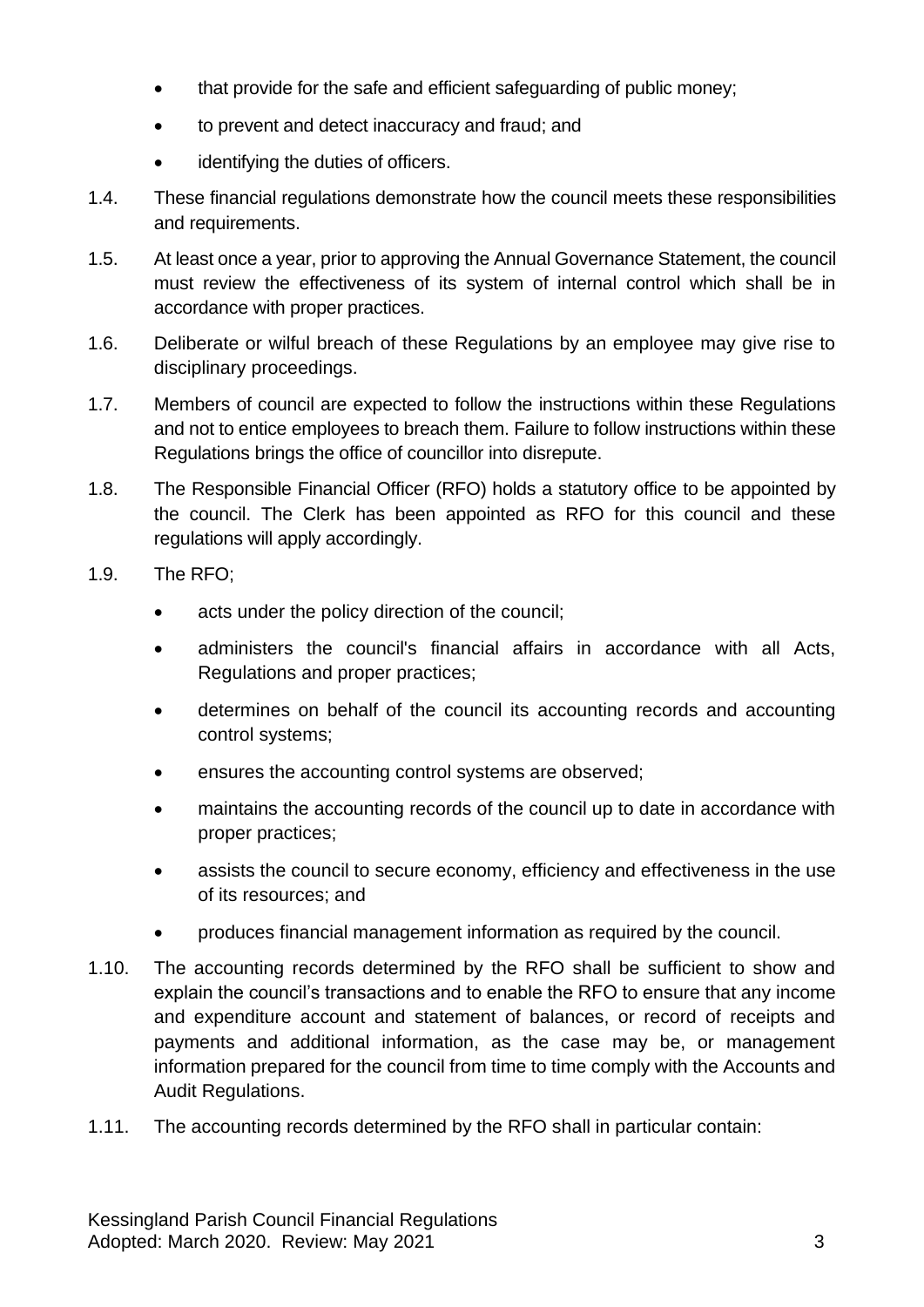- that provide for the safe and efficient safeguarding of public money;
- to prevent and detect inaccuracy and fraud; and
- identifying the duties of officers.

1.4. These financial regulations demonstrate how the council meets these responsibilities and requirements.

1.5. At least once a year, prior to approving the Annual Governance Statement, the council must review the effectiveness of its system of internal control which shall be in accordance with proper practices.

1.6. Deliberate or wilful breach of these Regulations by an employee may give rise to disciplinary proceedings.

1.7. Members of council are expected to follow the instructions within these Regulations and not to entice employees to breach them. Failure to follow instructions within these Regulations brings the office of councillor into disrepute.

1.8. The Responsible Financial Officer (RFO) holds a statutory office to be appointed by the council. The Clerk has been appointed as RFO for this council and these regulations will apply accordingly.

1.9. The RFO;

- acts under the policy direction of the council;
- administers the council's financial affairs in accordance with all Acts, Regulations and proper practices;
- determines on behalf of the council its accounting records and accounting control systems;
- ensures the accounting control systems are observed;
- maintains the accounting records of the council up to date in accordance with proper practices;
- assists the council to secure economy, efficiency and effectiveness in the use of its resources; and
- produces financial management information as required by the council.

1.10. The accounting records determined by the RFO shall be sufficient to show and explain the council's transactions and to enable the RFO to ensure that any income and expenditure account and statement of balances, or record of receipts and payments and additional information, as the case may be, or management information prepared for the council from time to time comply with the Accounts and Audit Regulations.

1.11. The accounting records determined by the RFO shall in particular contain: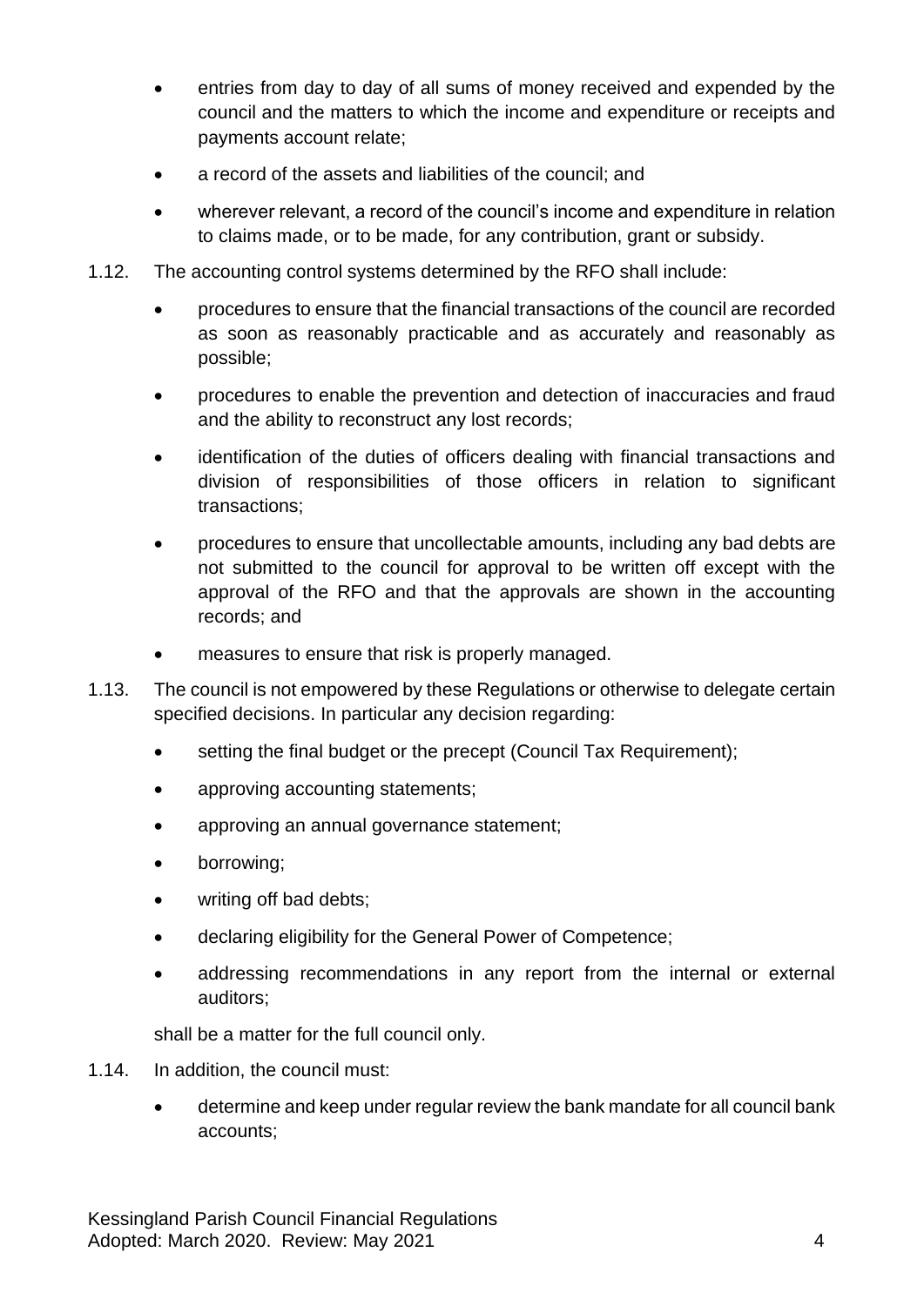- entries from day to day of all sums of money received and expended by the council and the matters to which the income and expenditure or receipts and payments account relate;
- a record of the assets and liabilities of the council; and
- wherever relevant, a record of the council's income and expenditure in relation to claims made, or to be made, for any contribution, grant or subsidy.

1.12. The accounting control systems determined by the RFO shall include:

- procedures to ensure that the financial transactions of the council are recorded as soon as reasonably practicable and as accurately and reasonably as possible;
- procedures to enable the prevention and detection of inaccuracies and fraud and the ability to reconstruct any lost records;
- identification of the duties of officers dealing with financial transactions and division of responsibilities of those officers in relation to significant transactions;
- procedures to ensure that uncollectable amounts, including any bad debts are not submitted to the council for approval to be written off except with the approval of the RFO and that the approvals are shown in the accounting records; and
- measures to ensure that risk is properly managed.

1.13. The council is not empowered by these Regulations or otherwise to delegate certain specified decisions. In particular any decision regarding:

- setting the final budget or the precept (Council Tax Requirement);
- approving accounting statements;
- approving an annual governance statement;
- borrowing;
- writing off bad debts;
- declaring eligibility for the General Power of Competence;
- addressing recommendations in any report from the internal or external auditors;

shall be a matter for the full council only.

1.14. In addition, the council must:

- determine and keep under regular review the bank mandate for all council bank accounts;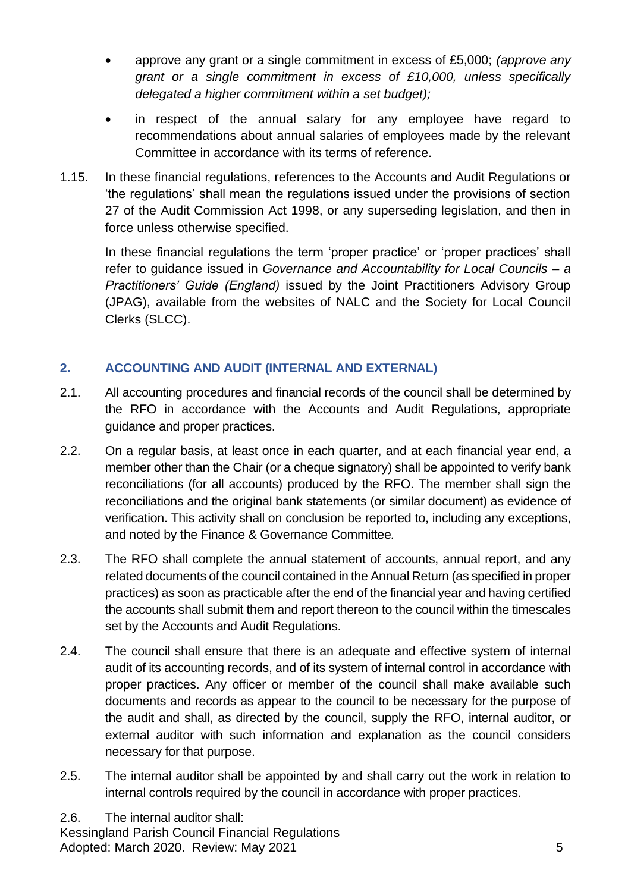- approve any grant or a single commitment in excess of £5,000; *(approve any grant or a single commitment in excess of £10,000, unless specifically delegated a higher commitment within a set budget);*
- in respect of the annual salary for any employee have regard to recommendations about annual salaries of employees made by the relevant Committee in accordance with its terms of reference.

1.15. In these financial regulations, references to the Accounts and Audit Regulations or 'the regulations' shall mean the regulations issued under the provisions of section 27 of the Audit Commission Act 1998, or any superseding legislation, and then in force unless otherwise specified.

In these financial regulations the term 'proper practice' or 'proper practices' shall refer to guidance issued in *Governance and Accountability for Local Councils – a Practitioners' Guide (England)* issued by the Joint Practitioners Advisory Group (JPAG), available from the websites of NALC and the Society for Local Council Clerks (SLCC).

## 2. ACCOUNTING AND AUDIT (INTERNAL AND EXTERNAL)

2.1. All accounting procedures and financial records of the council shall be determined by the RFO in accordance with the Accounts and Audit Regulations, appropriate guidance and proper practices.

2.2. On a regular basis, at least once in each quarter, and at each financial year end, a member other than the Chair (or a cheque signatory) shall be appointed to verify bank reconciliations (for all accounts) produced by the RFO. The member shall sign the reconciliations and the original bank statements (or similar document) as evidence of verification. This activity shall on conclusion be reported to, including any exceptions, and noted by the Finance & Governance Committee.

2.3. The RFO shall complete the annual statement of accounts, annual report, and any related documents of the council contained in the Annual Return (as specified in proper practices) as soon as practicable after the end of the financial year and having certified the accounts shall submit them and report thereon to the council within the timescales set by the Accounts and Audit Regulations.

2.4. The council shall ensure that there is an adequate and effective system of internal audit of its accounting records, and of its system of internal control in accordance with proper practices. Any officer or member of the council shall make available such documents and records as appear to the council to be necessary for the purpose of the audit and shall, as directed by the council, supply the RFO, internal auditor, or external auditor with such information and explanation as the council considers necessary for that purpose.

2.5. The internal auditor shall be appointed by and shall carry out the work in relation to internal controls required by the council in accordance with proper practices.

2.6. The internal auditor shall: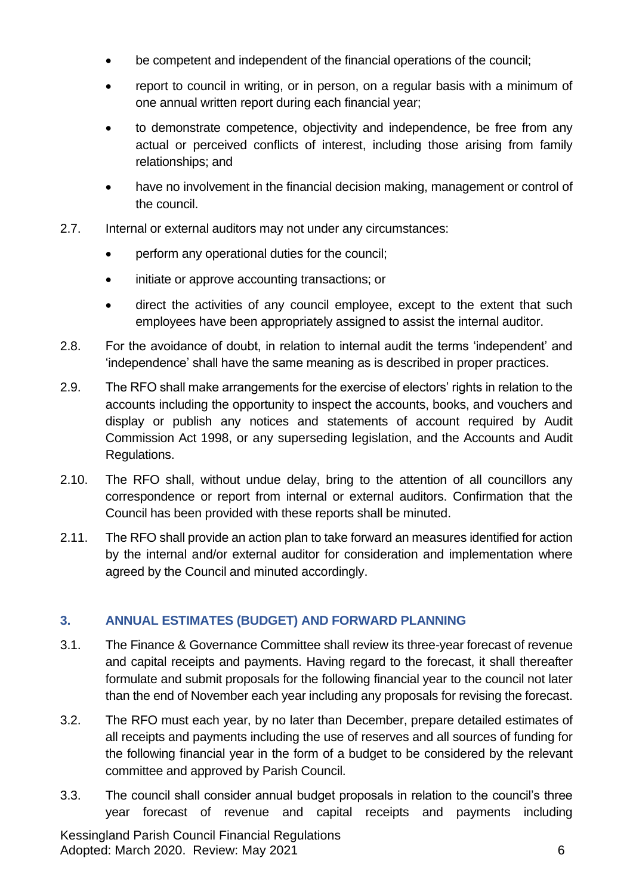- be competent and independent of the financial operations of the council;
- report to council in writing, or in person, on a regular basis with a minimum of one annual written report during each financial year;
- to demonstrate competence, objectivity and independence, be free from any actual or perceived conflicts of interest, including those arising from family relationships; and
- have no involvement in the financial decision making, management or control of the council.

2.7. Internal or external auditors may not under any circumstances:

- perform any operational duties for the council;
- initiate or approve accounting transactions; or
- direct the activities of any council employee, except to the extent that such employees have been appropriately assigned to assist the internal auditor.

2.8. For the avoidance of doubt, in relation to internal audit the terms 'independent' and 'independence' shall have the same meaning as is described in proper practices.

2.9. The RFO shall make arrangements for the exercise of electors' rights in relation to the accounts including the opportunity to inspect the accounts, books, and vouchers and display or publish any notices and statements of account required by Audit Commission Act 1998, or any superseding legislation, and the Accounts and Audit Regulations.

2.10. The RFO shall, without undue delay, bring to the attention of all councillors any correspondence or report from internal or external auditors. Confirmation that the Council has been provided with these reports shall be minuted.

2.11. The RFO shall provide an action plan to take forward an measures identified for action by the internal and/or external auditor for consideration and implementation where agreed by the Council and minuted accordingly.

## 3. ANNUAL ESTIMATES (BUDGET) AND FORWARD PLANNING

3.1. The Finance & Governance Committee shall review its three-year forecast of revenue and capital receipts and payments. Having regard to the forecast, it shall thereafter formulate and submit proposals for the following financial year to the council not later than the end of November each year including any proposals for revising the forecast.

3.2. The RFO must each year, by no later than December, prepare detailed estimates of all receipts and payments including the use of reserves and all sources of funding for the following financial year in the form of a budget to be considered by the relevant committee and approved by Parish Council.

3.3. The council shall consider annual budget proposals in relation to the council's three year forecast of revenue and capital receipts and payments including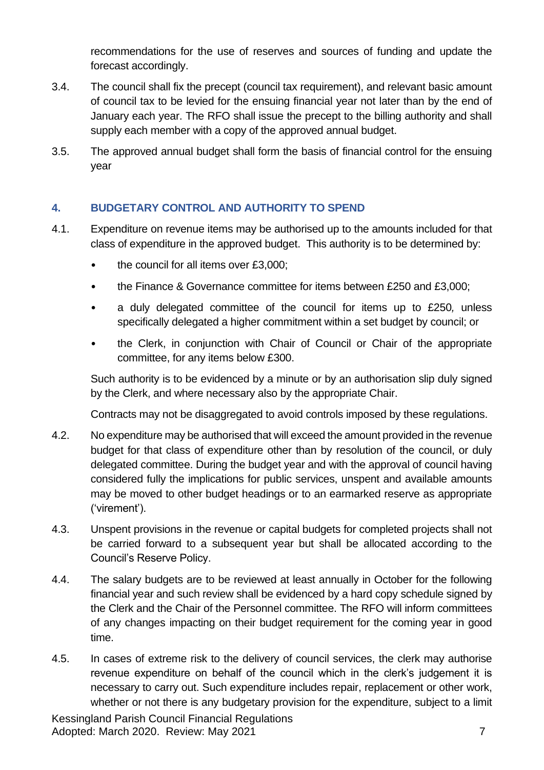recommendations for the use of reserves and sources of funding and update the forecast accordingly.

3.4. The council shall fix the precept (council tax requirement), and relevant basic amount of council tax to be levied for the ensuing financial year not later than by the end of January each year. The RFO shall issue the precept to the billing authority and shall supply each member with a copy of the approved annual budget.

3.5. The approved annual budget shall form the basis of financial control for the ensuing year

## 4. BUDGETARY CONTROL AND AUTHORITY TO SPEND

4.1. Expenditure on revenue items may be authorised up to the amounts included for that class of expenditure in the approved budget. This authority is to be determined by:

- the council for all items over £3,000;
- the Finance & Governance committee for items between £250 and £3,000;
- a duly delegated committee of the council for items up to £250*,* unless specifically delegated a higher commitment within a set budget by council; or
- the Clerk, in conjunction with Chair of Council or Chair of the appropriate committee, for any items below £300.

Such authority is to be evidenced by a minute or by an authorisation slip duly signed by the Clerk, and where necessary also by the appropriate Chair.

Contracts may not be disaggregated to avoid controls imposed by these regulations.

4.2. No expenditure may be authorised that will exceed the amount provided in the revenue budget for that class of expenditure other than by resolution of the council, or duly delegated committee. During the budget year and with the approval of council having considered fully the implications for public services, unspent and available amounts may be moved to other budget headings or to an earmarked reserve as appropriate ('virement').

4.3. Unspent provisions in the revenue or capital budgets for completed projects shall not be carried forward to a subsequent year but shall be allocated according to the Council's Reserve Policy.

4.4. The salary budgets are to be reviewed at least annually in October for the following financial year and such review shall be evidenced by a hard copy schedule signed by the Clerk and the Chair of the Personnel committee. The RFO will inform committees of any changes impacting on their budget requirement for the coming year in good time.

4.5. In cases of extreme risk to the delivery of council services, the clerk may authorise revenue expenditure on behalf of the council which in the clerk's judgement it is necessary to carry out. Such expenditure includes repair, replacement or other work, whether or not there is any budgetary provision for the expenditure, subject to a limit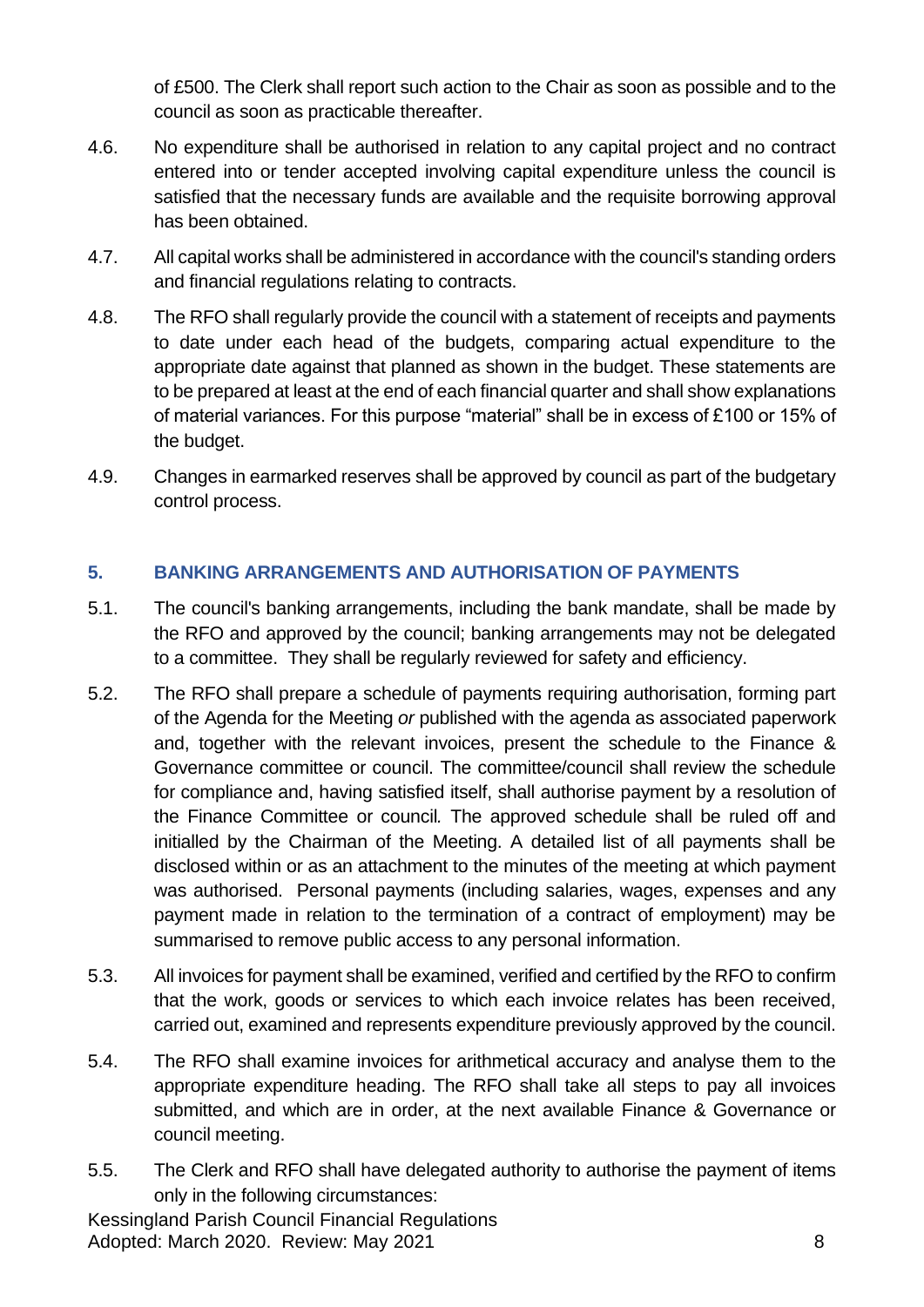of £500. The Clerk shall report such action to the Chair as soon as possible and to the council as soon as practicable thereafter.

4.6. No expenditure shall be authorised in relation to any capital project and no contract entered into or tender accepted involving capital expenditure unless the council is satisfied that the necessary funds are available and the requisite borrowing approval has been obtained.

4.7. All capital works shall be administered in accordance with the council's standing orders and financial regulations relating to contracts.

4.8. The RFO shall regularly provide the council with a statement of receipts and payments to date under each head of the budgets, comparing actual expenditure to the appropriate date against that planned as shown in the budget. These statements are to be prepared at least at the end of each financial quarter and shall show explanations of material variances. For this purpose "material" shall be in excess of £100 or 15% of the budget.

4.9. Changes in earmarked reserves shall be approved by council as part of the budgetary control process.

## 5. BANKING ARRANGEMENTS AND AUTHORISATION OF PAYMENTS

5.1. The council's banking arrangements, including the bank mandate, shall be made by the RFO and approved by the council; banking arrangements may not be delegated to a committee. They shall be regularly reviewed for safety and efficiency.

5.2. The RFO shall prepare a schedule of payments requiring authorisation, forming part of the Agenda for the Meeting *or* published with the agenda as associated paperwork and, together with the relevant invoices, present the schedule to the Finance & Governance committee or council. The committee/council shall review the schedule for compliance and, having satisfied itself, shall authorise payment by a resolution of the Finance Committee or council*.* The approved schedule shall be ruled off and initialled by the Chairman of the Meeting. A detailed list of all payments shall be disclosed within or as an attachment to the minutes of the meeting at which payment was authorised. Personal payments (including salaries, wages, expenses and any payment made in relation to the termination of a contract of employment) may be summarised to remove public access to any personal information.

5.3. All invoices for payment shall be examined, verified and certified by the RFO to confirm that the work, goods or services to which each invoice relates has been received, carried out, examined and represents expenditure previously approved by the council.

5.4. The RFO shall examine invoices for arithmetical accuracy and analyse them to the appropriate expenditure heading. The RFO shall take all steps to pay all invoices submitted, and which are in order, at the next available Finance & Governance or council meeting.

5.5. The Clerk and RFO shall have delegated authority to authorise the payment of items only in the following circumstances: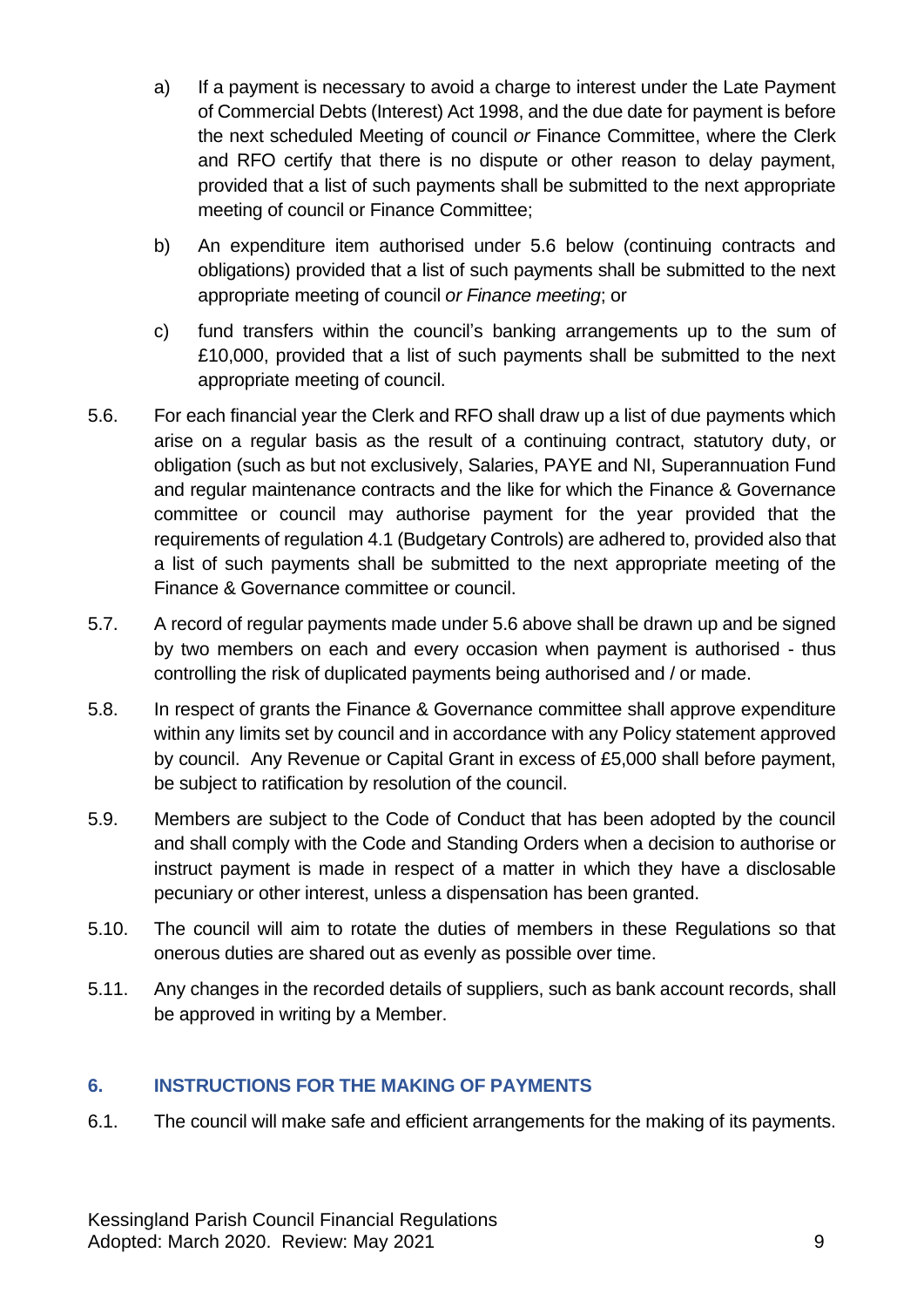a) If a payment is necessary to avoid a charge to interest under the Late Payment of Commercial Debts (Interest) Act 1998, and the due date for payment is before the next scheduled Meeting of council *or* Finance Committee, where the Clerk and RFO certify that there is no dispute or other reason to delay payment, provided that a list of such payments shall be submitted to the next appropriate meeting of council or Finance Committee;

b) An expenditure item authorised under 5.6 below (continuing contracts and obligations) provided that a list of such payments shall be submitted to the next appropriate meeting of council *or Finance meeting*; or

c) fund transfers within the council's banking arrangements up to the sum of £10,000, provided that a list of such payments shall be submitted to the next appropriate meeting of council.

5.6. For each financial year the Clerk and RFO shall draw up a list of due payments which arise on a regular basis as the result of a continuing contract, statutory duty, or obligation (such as but not exclusively, Salaries, PAYE and NI, Superannuation Fund and regular maintenance contracts and the like for which the Finance & Governance committee or council may authorise payment for the year provided that the requirements of regulation 4.1 (Budgetary Controls) are adhered to, provided also that a list of such payments shall be submitted to the next appropriate meeting of the Finance & Governance committee or council.

5.7. A record of regular payments made under 5.6 above shall be drawn up and be signed by two members on each and every occasion when payment is authorised - thus controlling the risk of duplicated payments being authorised and / or made.

5.8. In respect of grants the Finance & Governance committee shall approve expenditure within any limits set by council and in accordance with any Policy statement approved by council. Any Revenue or Capital Grant in excess of £5,000 shall before payment, be subject to ratification by resolution of the council.

5.9. Members are subject to the Code of Conduct that has been adopted by the council and shall comply with the Code and Standing Orders when a decision to authorise or instruct payment is made in respect of a matter in which they have a disclosable pecuniary or other interest, unless a dispensation has been granted.

5.10. The council will aim to rotate the duties of members in these Regulations so that onerous duties are shared out as evenly as possible over time.

5.11. Any changes in the recorded details of suppliers, such as bank account records, shall be approved in writing by a Member.

## 6. INSTRUCTIONS FOR THE MAKING OF PAYMENTS

6.1. The council will make safe and efficient arrangements for the making of its payments.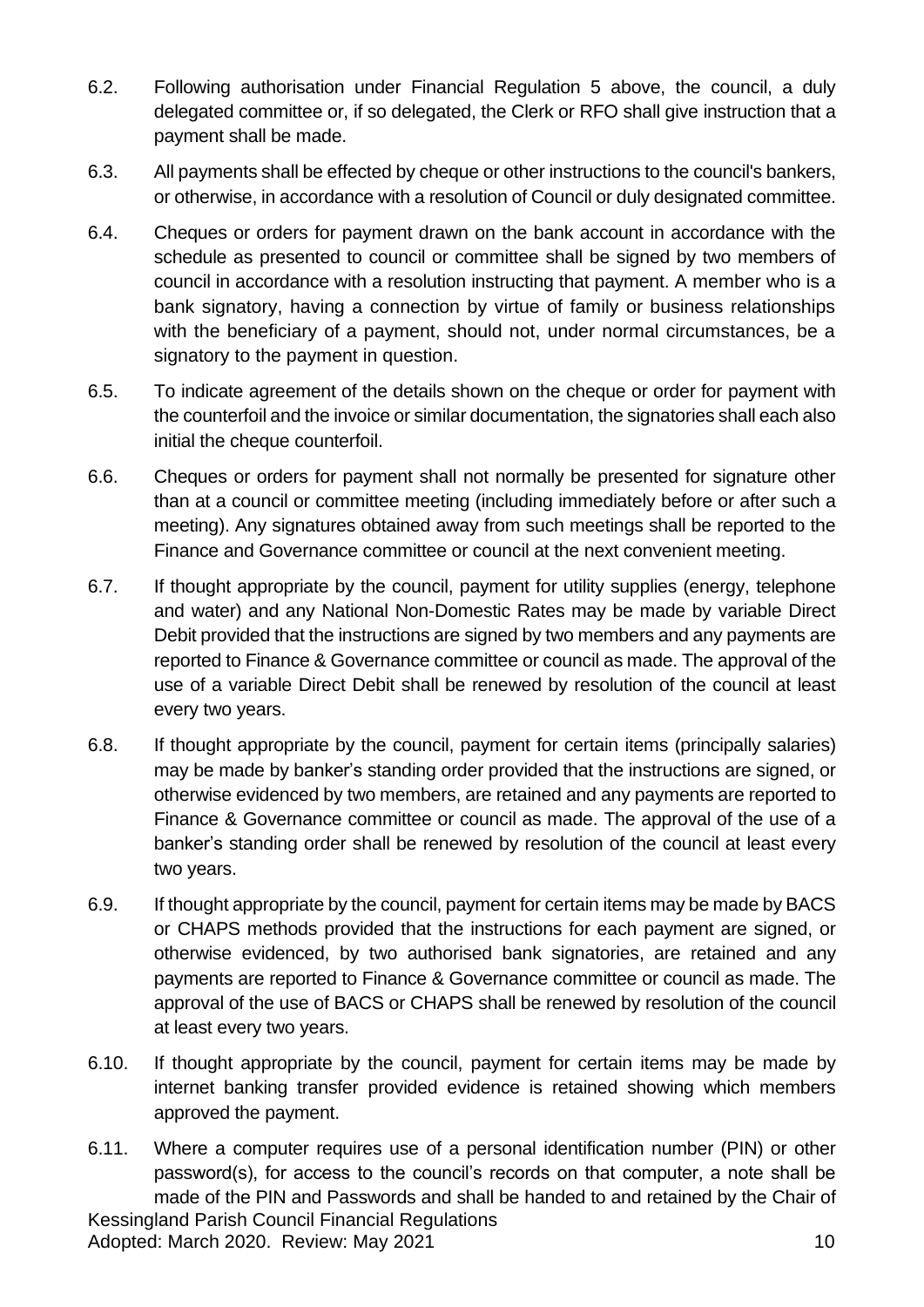6.2. Following authorisation under Financial Regulation 5 above, the council, a duly delegated committee or, if so delegated, the Clerk or RFO shall give instruction that a payment shall be made.

6.3. All payments shall be effected by cheque or other instructions to the council's bankers, or otherwise, in accordance with a resolution of Council or duly designated committee.

6.4. Cheques or orders for payment drawn on the bank account in accordance with the schedule as presented to council or committee shall be signed by two members of council in accordance with a resolution instructing that payment. A member who is a bank signatory, having a connection by virtue of family or business relationships with the beneficiary of a payment, should not, under normal circumstances, be a signatory to the payment in question.

6.5. To indicate agreement of the details shown on the cheque or order for payment with the counterfoil and the invoice or similar documentation, the signatories shall each also initial the cheque counterfoil.

6.6. Cheques or orders for payment shall not normally be presented for signature other than at a council or committee meeting (including immediately before or after such a meeting). Any signatures obtained away from such meetings shall be reported to the Finance and Governance committee or council at the next convenient meeting.

6.7. If thought appropriate by the council, payment for utility supplies (energy, telephone and water) and any National Non-Domestic Rates may be made by variable Direct Debit provided that the instructions are signed by two members and any payments are reported to Finance & Governance committee or council as made. The approval of the use of a variable Direct Debit shall be renewed by resolution of the council at least every two years.

6.8. If thought appropriate by the council, payment for certain items (principally salaries) may be made by banker's standing order provided that the instructions are signed, or otherwise evidenced by two members, are retained and any payments are reported to Finance & Governance committee or council as made. The approval of the use of a banker's standing order shall be renewed by resolution of the council at least every two years.

6.9. If thought appropriate by the council, payment for certain items may be made by BACS or CHAPS methods provided that the instructions for each payment are signed, or otherwise evidenced, by two authorised bank signatories, are retained and any payments are reported to Finance & Governance committee or council as made. The approval of the use of BACS or CHAPS shall be renewed by resolution of the council at least every two years.

6.10. If thought appropriate by the council, payment for certain items may be made by internet banking transfer provided evidence is retained showing which members approved the payment.

6.11. Where a computer requires use of a personal identification number (PIN) or other password(s), for access to the council's records on that computer, a note shall be made of the PIN and Passwords and shall be handed to and retained by the Chair of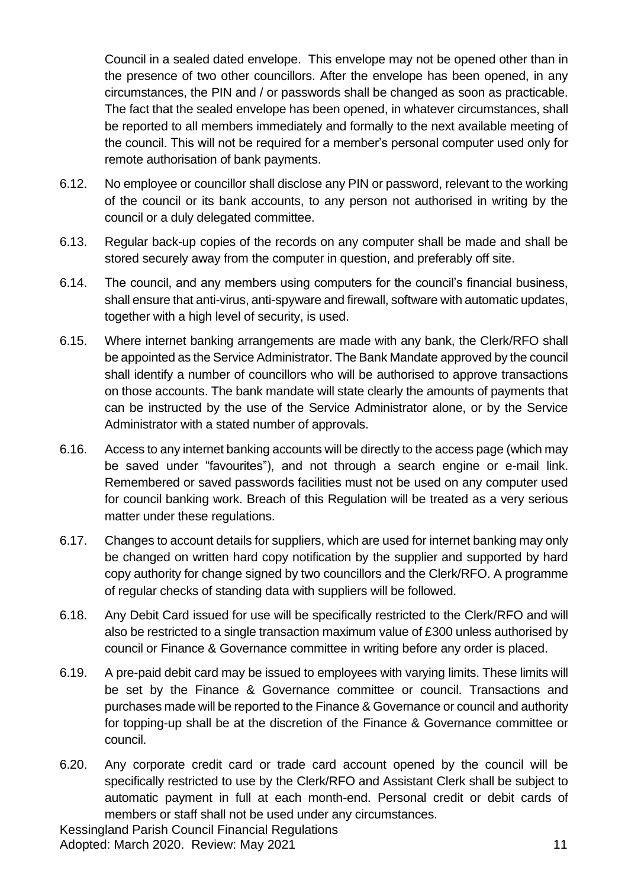Council in a sealed dated envelope. This envelope may not be opened other than in the presence of two other councillors. After the envelope has been opened, in any circumstances, the PIN and / or passwords shall be changed as soon as practicable. The fact that the sealed envelope has been opened, in whatever circumstances, shall be reported to all members immediately and formally to the next available meeting of the council. This will not be required for a member's personal computer used only for remote authorisation of bank payments.

6.12. No employee or councillor shall disclose any PIN or password, relevant to the working of the council or its bank accounts, to any person not authorised in writing by the council or a duly delegated committee.

6.13. Regular back-up copies of the records on any computer shall be made and shall be stored securely away from the computer in question, and preferably off site.

6.14. The council, and any members using computers for the council's financial business, shall ensure that anti-virus, anti-spyware and firewall, software with automatic updates, together with a high level of security, is used.

6.15. Where internet banking arrangements are made with any bank, the Clerk/RFO shall be appointed as the Service Administrator. The Bank Mandate approved by the council shall identify a number of councillors who will be authorised to approve transactions on those accounts. The bank mandate will state clearly the amounts of payments that can be instructed by the use of the Service Administrator alone, or by the Service Administrator with a stated number of approvals.

6.16. Access to any internet banking accounts will be directly to the access page (which may be saved under "favourites"), and not through a search engine or e-mail link. Remembered or saved passwords facilities must not be used on any computer used for council banking work. Breach of this Regulation will be treated as a very serious matter under these regulations.

6.17. Changes to account details for suppliers, which are used for internet banking may only be changed on written hard copy notification by the supplier and supported by hard copy authority for change signed by two councillors and the Clerk/RFO. A programme of regular checks of standing data with suppliers will be followed.

6.18. Any Debit Card issued for use will be specifically restricted to the Clerk/RFO and will also be restricted to a single transaction maximum value of £300 unless authorised by council or Finance & Governance committee in writing before any order is placed.

6.19. A pre-paid debit card may be issued to employees with varying limits. These limits will be set by the Finance & Governance committee or council. Transactions and purchases made will be reported to the Finance & Governance or council and authority for topping-up shall be at the discretion of the Finance & Governance committee or council.

6.20. Any corporate credit card or trade card account opened by the council will be specifically restricted to use by the Clerk/RFO and Assistant Clerk shall be subject to automatic payment in full at each month-end. Personal credit or debit cards of members or staff shall not be used under any circumstances.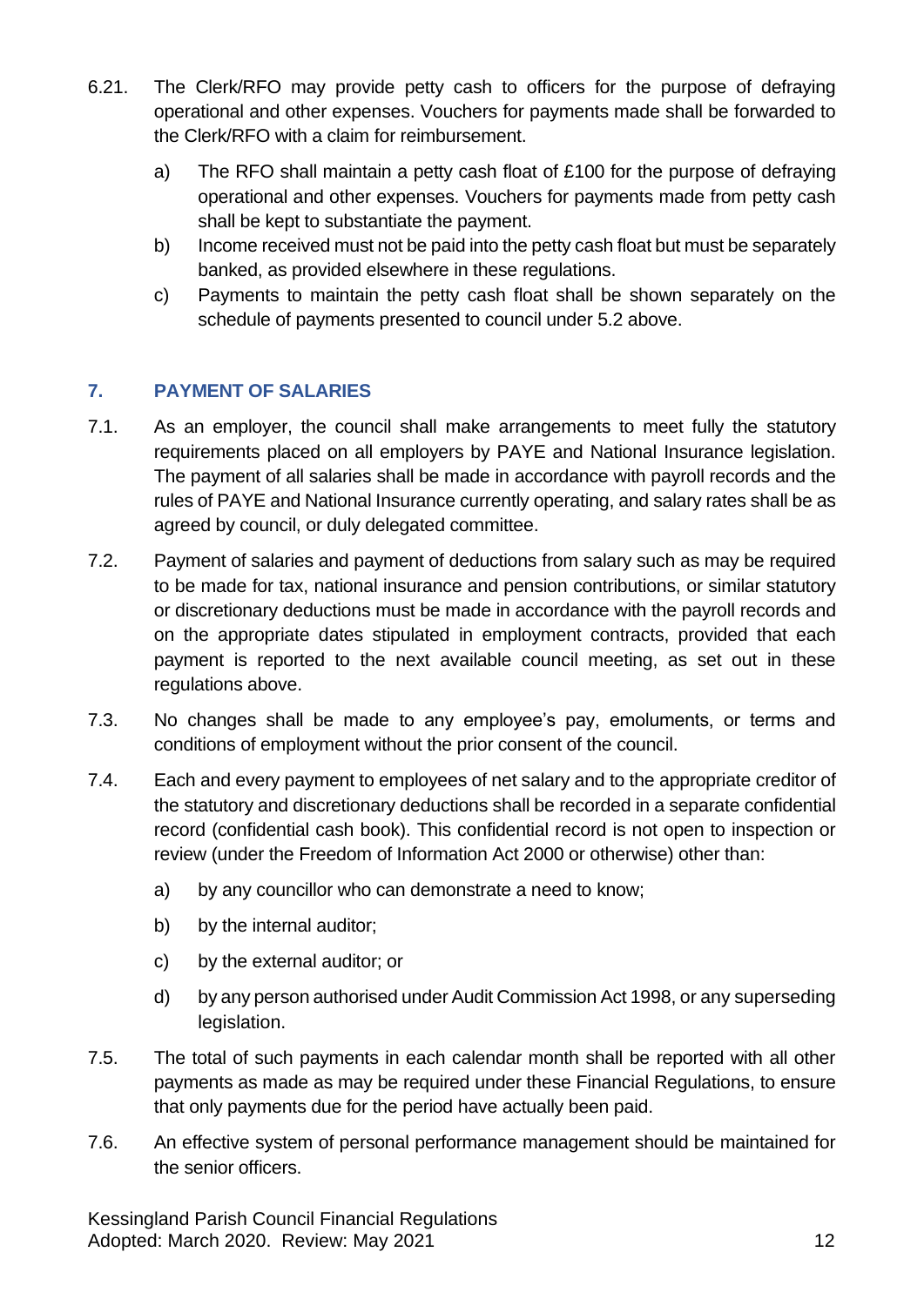6.21. The Clerk/RFO may provide petty cash to officers for the purpose of defraying operational and other expenses. Vouchers for payments made shall be forwarded to the Clerk/RFO with a claim for reimbursement.

   a) The RFO shall maintain a petty cash float of £100 for the purpose of defraying operational and other expenses. Vouchers for payments made from petty cash shall be kept to substantiate the payment.
   b) Income received must not be paid into the petty cash float but must be separately banked, as provided elsewhere in these regulations.
   c) Payments to maintain the petty cash float shall be shown separately on the schedule of payments presented to council under 5.2 above.

## 7. PAYMENT OF SALARIES

7.1. As an employer, the council shall make arrangements to meet fully the statutory requirements placed on all employers by PAYE and National Insurance legislation. The payment of all salaries shall be made in accordance with payroll records and the rules of PAYE and National Insurance currently operating, and salary rates shall be as agreed by council, or duly delegated committee.

7.2. Payment of salaries and payment of deductions from salary such as may be required to be made for tax, national insurance and pension contributions, or similar statutory or discretionary deductions must be made in accordance with the payroll records and on the appropriate dates stipulated in employment contracts, provided that each payment is reported to the next available council meeting, as set out in these regulations above.

7.3. No changes shall be made to any employee's pay, emoluments, or terms and conditions of employment without the prior consent of the council.

7.4. Each and every payment to employees of net salary and to the appropriate creditor of the statutory and discretionary deductions shall be recorded in a separate confidential record (confidential cash book). This confidential record is not open to inspection or review (under the Freedom of Information Act 2000 or otherwise) other than:

   a) by any councillor who can demonstrate a need to know;
   b) by the internal auditor;
   c) by the external auditor; or
   d) by any person authorised under Audit Commission Act 1998, or any superseding legislation.

7.5. The total of such payments in each calendar month shall be reported with all other payments as made as may be required under these Financial Regulations, to ensure that only payments due for the period have actually been paid.

7.6. An effective system of personal performance management should be maintained for the senior officers.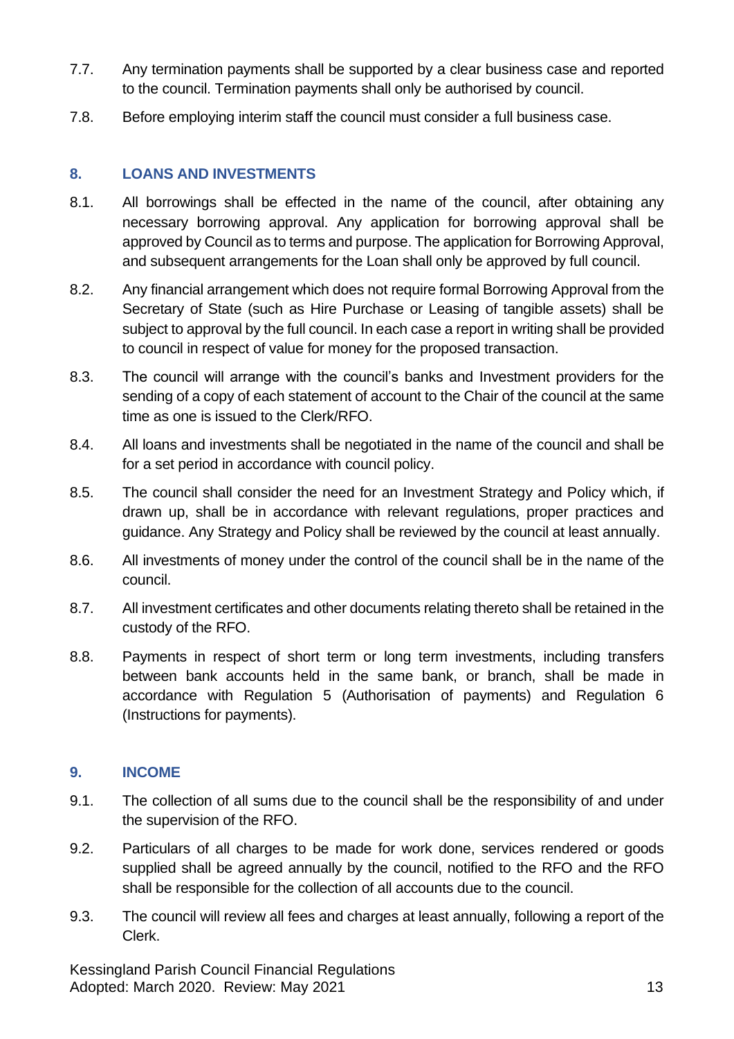7.7. Any termination payments shall be supported by a clear business case and reported to the council. Termination payments shall only be authorised by council.

7.8. Before employing interim staff the council must consider a full business case.

## 8. LOANS AND INVESTMENTS

8.1. All borrowings shall be effected in the name of the council, after obtaining any necessary borrowing approval. Any application for borrowing approval shall be approved by Council as to terms and purpose. The application for Borrowing Approval, and subsequent arrangements for the Loan shall only be approved by full council.

8.2. Any financial arrangement which does not require formal Borrowing Approval from the Secretary of State (such as Hire Purchase or Leasing of tangible assets) shall be subject to approval by the full council. In each case a report in writing shall be provided to council in respect of value for money for the proposed transaction.

8.3. The council will arrange with the council's banks and Investment providers for the sending of a copy of each statement of account to the Chair of the council at the same time as one is issued to the Clerk/RFO.

8.4. All loans and investments shall be negotiated in the name of the council and shall be for a set period in accordance with council policy.

8.5. The council shall consider the need for an Investment Strategy and Policy which, if drawn up, shall be in accordance with relevant regulations, proper practices and guidance. Any Strategy and Policy shall be reviewed by the council at least annually.

8.6. All investments of money under the control of the council shall be in the name of the council.

8.7. All investment certificates and other documents relating thereto shall be retained in the custody of the RFO.

8.8. Payments in respect of short term or long term investments, including transfers between bank accounts held in the same bank, or branch, shall be made in accordance with Regulation 5 (Authorisation of payments) and Regulation 6 (Instructions for payments).

## 9. INCOME

9.1. The collection of all sums due to the council shall be the responsibility of and under the supervision of the RFO.

9.2. Particulars of all charges to be made for work done, services rendered or goods supplied shall be agreed annually by the council, notified to the RFO and the RFO shall be responsible for the collection of all accounts due to the council.

9.3. The council will review all fees and charges at least annually, following a report of the Clerk.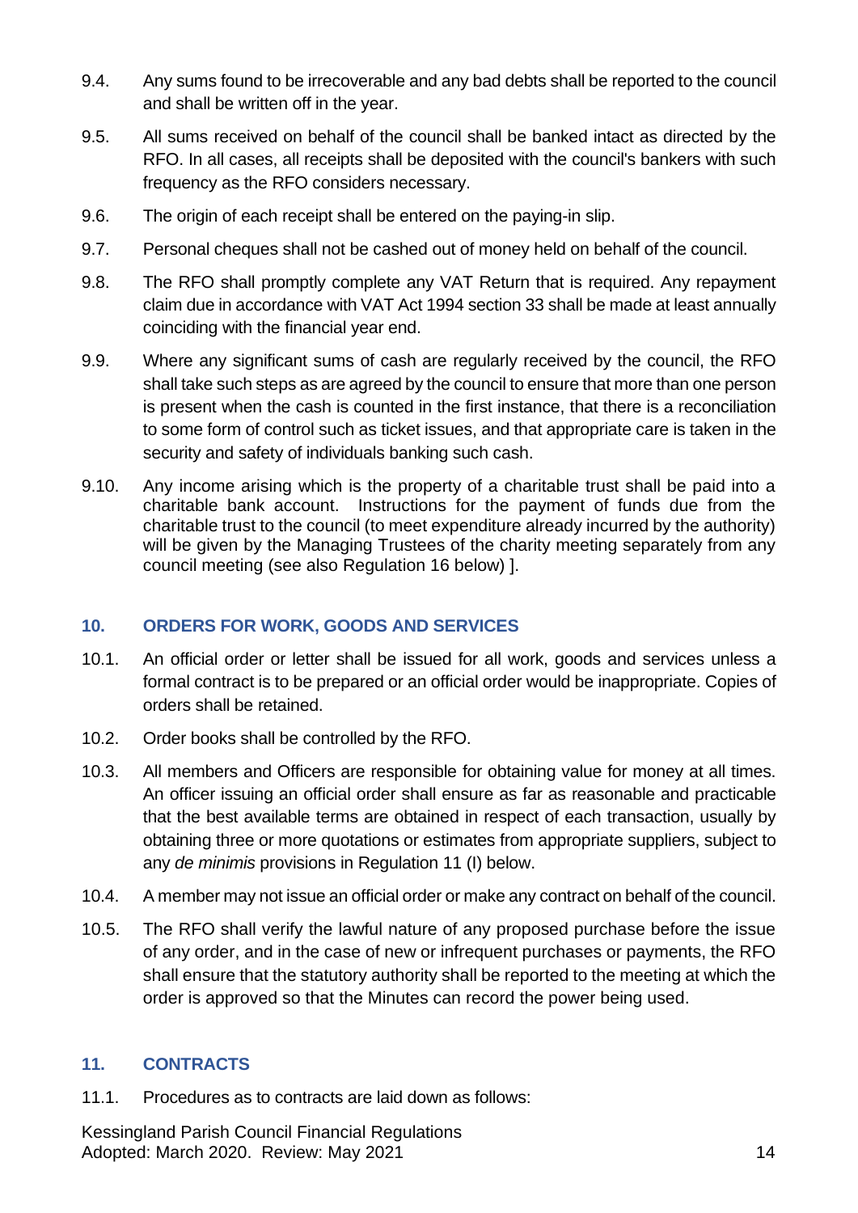9.4. Any sums found to be irrecoverable and any bad debts shall be reported to the council and shall be written off in the year.

9.5. All sums received on behalf of the council shall be banked intact as directed by the RFO. In all cases, all receipts shall be deposited with the council's bankers with such frequency as the RFO considers necessary.

9.6. The origin of each receipt shall be entered on the paying-in slip.

9.7. Personal cheques shall not be cashed out of money held on behalf of the council.

9.8. The RFO shall promptly complete any VAT Return that is required. Any repayment claim due in accordance with VAT Act 1994 section 33 shall be made at least annually coinciding with the financial year end.

9.9. Where any significant sums of cash are regularly received by the council, the RFO shall take such steps as are agreed by the council to ensure that more than one person is present when the cash is counted in the first instance, that there is a reconciliation to some form of control such as ticket issues, and that appropriate care is taken in the security and safety of individuals banking such cash.

9.10. Any income arising which is the property of a charitable trust shall be paid into a charitable bank account. Instructions for the payment of funds due from the charitable trust to the council (to meet expenditure already incurred by the authority) will be given by the Managing Trustees of the charity meeting separately from any council meeting (see also Regulation 16 below) ].

## 10. ORDERS FOR WORK, GOODS AND SERVICES

10.1. An official order or letter shall be issued for all work, goods and services unless a formal contract is to be prepared or an official order would be inappropriate. Copies of orders shall be retained.

10.2. Order books shall be controlled by the RFO.

10.3. All members and Officers are responsible for obtaining value for money at all times. An officer issuing an official order shall ensure as far as reasonable and practicable that the best available terms are obtained in respect of each transaction, usually by obtaining three or more quotations or estimates from appropriate suppliers, subject to any *de minimis* provisions in Regulation 11 (I) below.

10.4. A member may not issue an official order or make any contract on behalf of the council.

10.5. The RFO shall verify the lawful nature of any proposed purchase before the issue of any order, and in the case of new or infrequent purchases or payments, the RFO shall ensure that the statutory authority shall be reported to the meeting at which the order is approved so that the Minutes can record the power being used.

## 11. CONTRACTS

11.1. Procedures as to contracts are laid down as follows: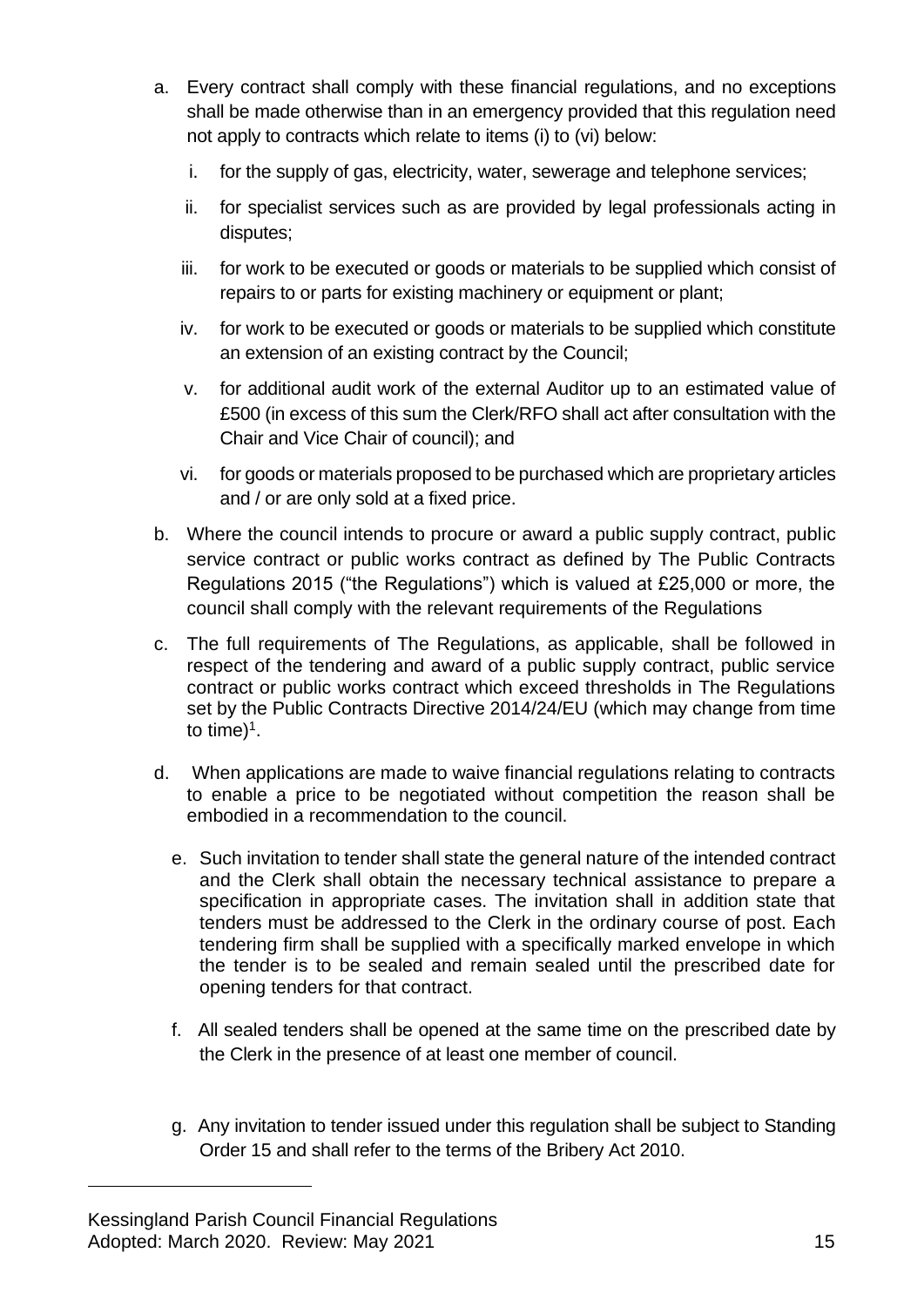a. Every contract shall comply with these financial regulations, and no exceptions shall be made otherwise than in an emergency provided that this regulation need not apply to contracts which relate to items (i) to (vi) below:

   i. for the supply of gas, electricity, water, sewerage and telephone services;

   ii. for specialist services such as are provided by legal professionals acting in disputes;

   iii. for work to be executed or goods or materials to be supplied which consist of repairs to or parts for existing machinery or equipment or plant;

   iv. for work to be executed or goods or materials to be supplied which constitute an extension of an existing contract by the Council;

   v. for additional audit work of the external Auditor up to an estimated value of £500 (in excess of this sum the Clerk/RFO shall act after consultation with the Chair and Vice Chair of council); and

   vi. for goods or materials proposed to be purchased which are proprietary articles and / or are only sold at a fixed price.

b. Where the council intends to procure or award a public supply contract, public service contract or public works contract as defined by The Public Contracts Regulations 2015 ("the Regulations") which is valued at £25,000 or more, the council shall comply with the relevant requirements of the Regulations

c. The full requirements of The Regulations, as applicable, shall be followed in respect of the tendering and award of a public supply contract, public service contract or public works contract which exceed thresholds in The Regulations set by the Public Contracts Directive 2014/24/EU (which may change from time to time)[1].

d. When applications are made to waive financial regulations relating to contracts to enable a price to be negotiated without competition the reason shall be embodied in a recommendation to the council.

e. Such invitation to tender shall state the general nature of the intended contract and the Clerk shall obtain the necessary technical assistance to prepare a specification in appropriate cases. The invitation shall in addition state that tenders must be addressed to the Clerk in the ordinary course of post. Each tendering firm shall be supplied with a specifically marked envelope in which the tender is to be sealed and remain sealed until the prescribed date for opening tenders for that contract.

f. All sealed tenders shall be opened at the same time on the prescribed date by the Clerk in the presence of at least one member of council.

g. Any invitation to tender issued under this regulation shall be subject to Standing Order 15 and shall refer to the terms of the Bribery Act 2010.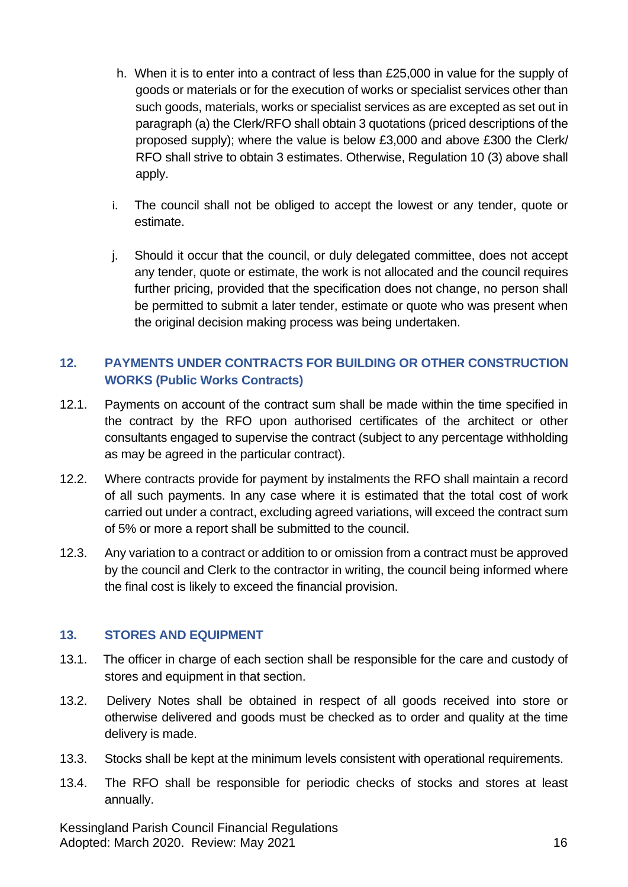h. When it is to enter into a contract of less than £25,000 in value for the supply of goods or materials or for the execution of works or specialist services other than such goods, materials, works or specialist services as are excepted as set out in paragraph (a) the Clerk/RFO shall obtain 3 quotations (priced descriptions of the proposed supply); where the value is below £3,000 and above £300 the Clerk/ RFO shall strive to obtain 3 estimates. Otherwise, Regulation 10 (3) above shall apply.

i. The council shall not be obliged to accept the lowest or any tender, quote or estimate.

j. Should it occur that the council, or duly delegated committee, does not accept any tender, quote or estimate, the work is not allocated and the council requires further pricing, provided that the specification does not change, no person shall be permitted to submit a later tender, estimate or quote who was present when the original decision making process was being undertaken.

## 12. PAYMENTS UNDER CONTRACTS FOR BUILDING OR OTHER CONSTRUCTION WORKS (Public Works Contracts)

12.1. Payments on account of the contract sum shall be made within the time specified in the contract by the RFO upon authorised certificates of the architect or other consultants engaged to supervise the contract (subject to any percentage withholding as may be agreed in the particular contract).

12.2. Where contracts provide for payment by instalments the RFO shall maintain a record of all such payments. In any case where it is estimated that the total cost of work carried out under a contract, excluding agreed variations, will exceed the contract sum of 5% or more a report shall be submitted to the council.

12.3. Any variation to a contract or addition to or omission from a contract must be approved by the council and Clerk to the contractor in writing, the council being informed where the final cost is likely to exceed the financial provision.

## 13. STORES AND EQUIPMENT

13.1. The officer in charge of each section shall be responsible for the care and custody of stores and equipment in that section.

13.2. Delivery Notes shall be obtained in respect of all goods received into store or otherwise delivered and goods must be checked as to order and quality at the time delivery is made.

13.3. Stocks shall be kept at the minimum levels consistent with operational requirements.

13.4. The RFO shall be responsible for periodic checks of stocks and stores at least annually.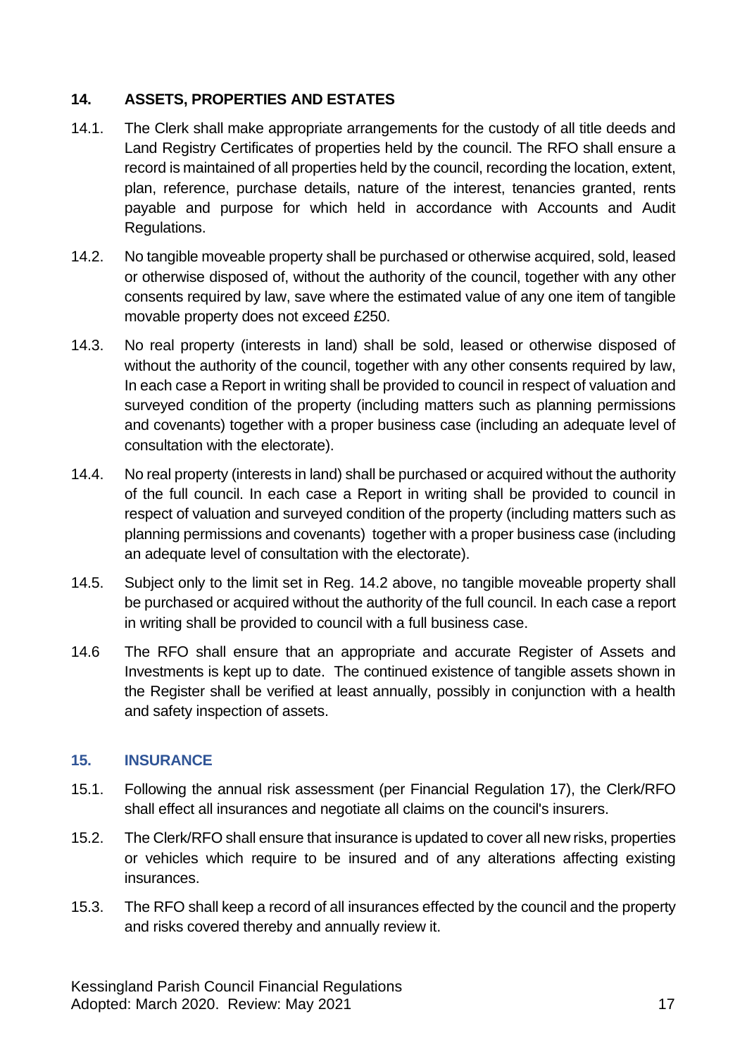## 14. ASSETS, PROPERTIES AND ESTATES

14.1. The Clerk shall make appropriate arrangements for the custody of all title deeds and Land Registry Certificates of properties held by the council. The RFO shall ensure a record is maintained of all properties held by the council, recording the location, extent, plan, reference, purchase details, nature of the interest, tenancies granted, rents payable and purpose for which held in accordance with Accounts and Audit Regulations.

14.2. No tangible moveable property shall be purchased or otherwise acquired, sold, leased or otherwise disposed of, without the authority of the council, together with any other consents required by law, save where the estimated value of any one item of tangible movable property does not exceed £250.

14.3. No real property (interests in land) shall be sold, leased or otherwise disposed of without the authority of the council, together with any other consents required by law, In each case a Report in writing shall be provided to council in respect of valuation and surveyed condition of the property (including matters such as planning permissions and covenants) together with a proper business case (including an adequate level of consultation with the electorate).

14.4. No real property (interests in land) shall be purchased or acquired without the authority of the full council. In each case a Report in writing shall be provided to council in respect of valuation and surveyed condition of the property (including matters such as planning permissions and covenants) together with a proper business case (including an adequate level of consultation with the electorate).

14.5. Subject only to the limit set in Reg. 14.2 above, no tangible moveable property shall be purchased or acquired without the authority of the full council. In each case a report in writing shall be provided to council with a full business case.

14.6 The RFO shall ensure that an appropriate and accurate Register of Assets and Investments is kept up to date. The continued existence of tangible assets shown in the Register shall be verified at least annually, possibly in conjunction with a health and safety inspection of assets.

## 15. INSURANCE

15.1. Following the annual risk assessment (per Financial Regulation 17), the Clerk/RFO shall effect all insurances and negotiate all claims on the council's insurers.

15.2. The Clerk/RFO shall ensure that insurance is updated to cover all new risks, properties or vehicles which require to be insured and of any alterations affecting existing insurances.

15.3. The RFO shall keep a record of all insurances effected by the council and the property and risks covered thereby and annually review it.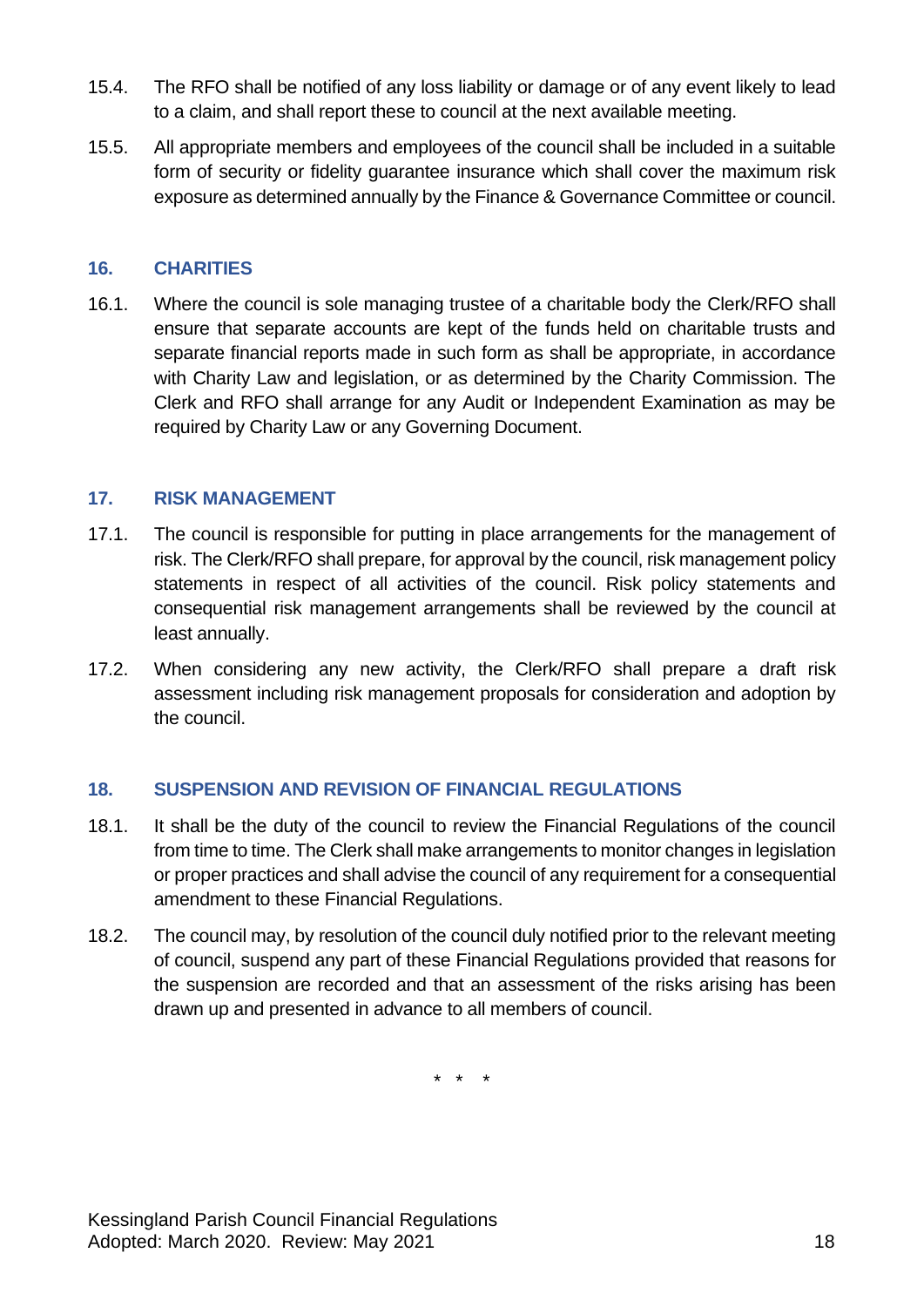15.4. The RFO shall be notified of any loss liability or damage or of any event likely to lead to a claim, and shall report these to council at the next available meeting.

15.5. All appropriate members and employees of the council shall be included in a suitable form of security or fidelity guarantee insurance which shall cover the maximum risk exposure as determined annually by the Finance & Governance Committee or council.

## 16. CHARITIES

16.1. Where the council is sole managing trustee of a charitable body the Clerk/RFO shall ensure that separate accounts are kept of the funds held on charitable trusts and separate financial reports made in such form as shall be appropriate, in accordance with Charity Law and legislation, or as determined by the Charity Commission. The Clerk and RFO shall arrange for any Audit or Independent Examination as may be required by Charity Law or any Governing Document.

## 17. RISK MANAGEMENT

17.1. The council is responsible for putting in place arrangements for the management of risk. The Clerk/RFO shall prepare, for approval by the council, risk management policy statements in respect of all activities of the council. Risk policy statements and consequential risk management arrangements shall be reviewed by the council at least annually.

17.2. When considering any new activity, the Clerk/RFO shall prepare a draft risk assessment including risk management proposals for consideration and adoption by the council.

## 18. SUSPENSION AND REVISION OF FINANCIAL REGULATIONS

18.1. It shall be the duty of the council to review the Financial Regulations of the council from time to time. The Clerk shall make arrangements to monitor changes in legislation or proper practices and shall advise the council of any requirement for a consequential amendment to these Financial Regulations.

18.2. The council may, by resolution of the council duly notified prior to the relevant meeting of council, suspend any part of these Financial Regulations provided that reasons for the suspension are recorded and that an assessment of the risks arising has been drawn up and presented in advance to all members of council.

\* \* \*